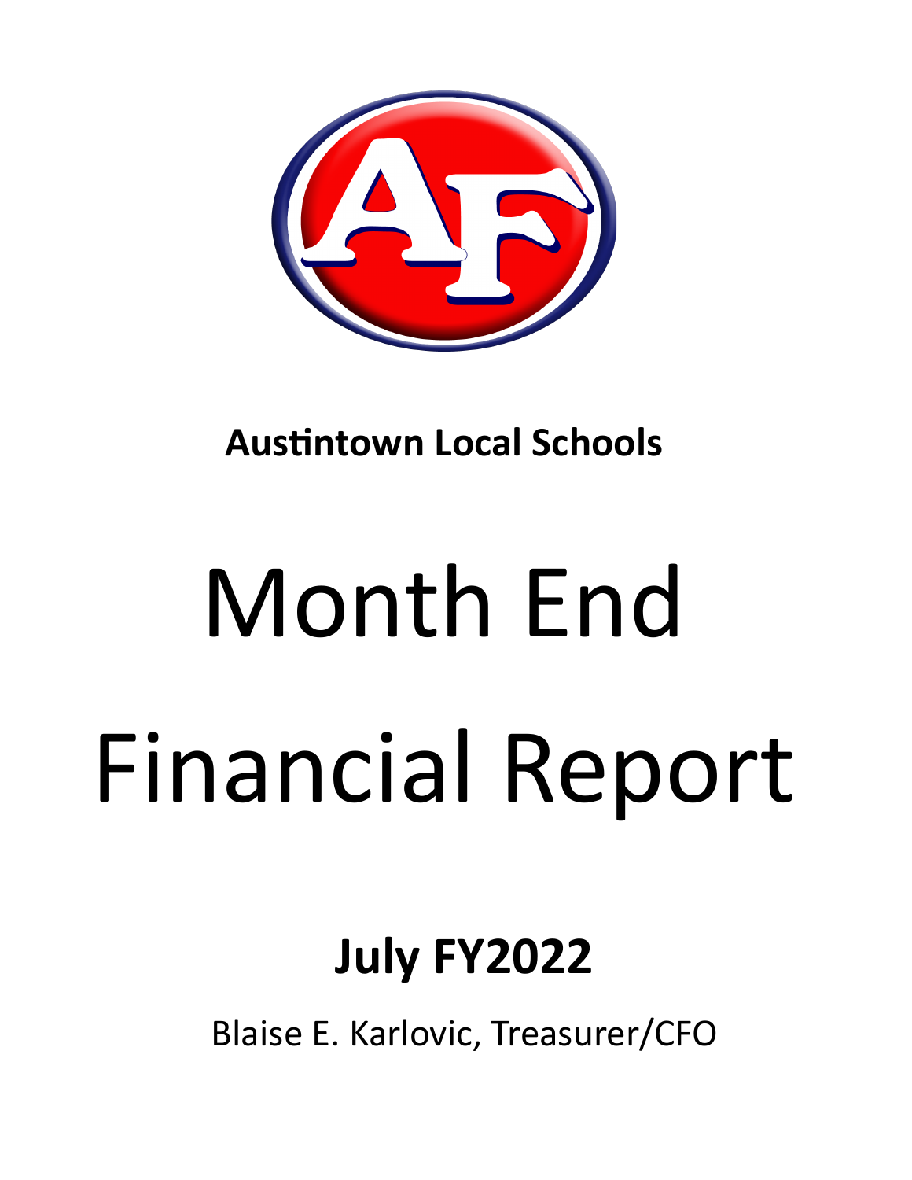**Austintown Local Schools**

# Month End

# Financial Report

## July FY2022

Blaise E. Karlovic, Treasurer/CFO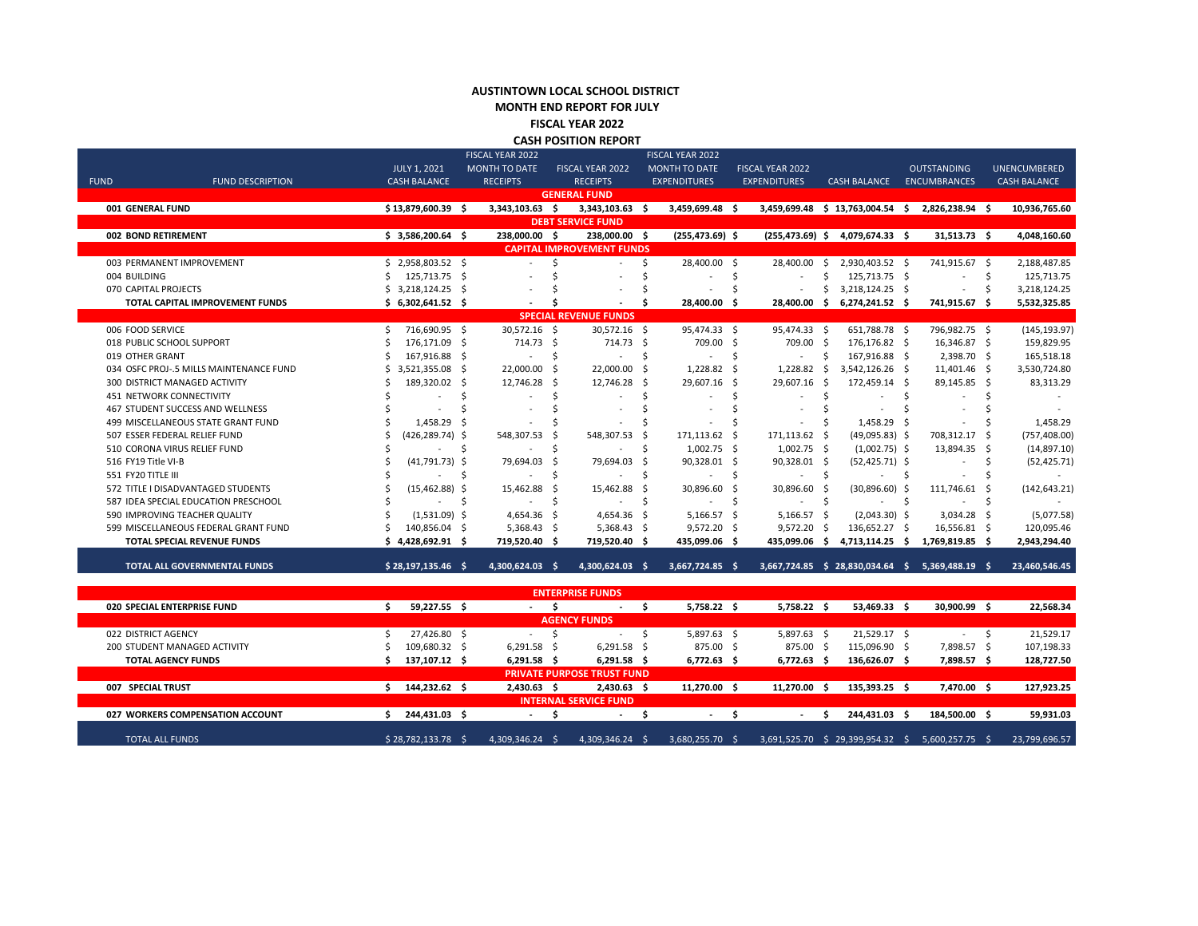# AUSTINTOWN LOCAL SCHOOL DISTRICT
## MONTH END REPORT FOR JULY
## FISCAL YEAR 2022
## CASH POSITION REPORT

| FUND | FUND DESCRIPTION | JULY 1, 2021 CASH BALANCE | FISCAL YEAR 2022 MONTH TO DATE RECEIPTS | FISCAL YEAR 2022 RECEIPTS | FISCAL YEAR 2022 MONTH TO DATE EXPENDITURES | FISCAL YEAR 2022 EXPENDITURES | CASH BALANCE | OUTSTANDING ENCUMBRANCES | UNENCUMBERED CASH BALANCE |
|---|---|---|---|---|---|---|---|---|---|
| | **GENERAL FUND** | | | | | | | | |
| **001** | **GENERAL FUND** | **$ 13,879,600.39** | **$ 3,343,103.63** | **$ 3,343,103.63** | **$ 3,459,699.48** | **$ 3,459,699.48** | **$ 13,763,004.54** | **$ 2,826,238.94** | **$ 10,936,765.60** |
| | **DEBT SERVICE FUND** | | | | | | | | |
| **002** | **BOND RETIREMENT** | **$ 3,586,200.64** | **$ 238,000.00** | **$ 238,000.00** | **$ (255,473.69)** | **$ (255,473.69)** | **$ 4,079,674.33** | **$ 31,513.73** | **$ 4,048,160.60** |
| | **CAPITAL IMPROVEMENT FUNDS** | | | | | | | | |
| 003 | PERMANENT IMPROVEMENT | $ 2,958,803.52 | $ - | $ - | $ 28,400.00 | $ 28,400.00 | $ 2,930,403.52 | $ 741,915.67 | $ 2,188,487.85 |
| 004 | BUILDING | $ 125,713.75 | $ - | $ - | $ - | $ - | $ 125,713.75 | $ - | $ 125,713.75 |
| 070 | CAPITAL PROJECTS | $ 3,218,124.25 | $ - | $ - | $ - | $ - | $ 3,218,124.25 | $ - | $ 3,218,124.25 |
| | **TOTAL CAPITAL IMPROVEMENT FUNDS** | **$ 6,302,641.52** | **$ -** | **$ -** | **$ 28,400.00** | **$ 28,400.00** | **$ 6,274,241.52** | **$ 741,915.67** | **$ 5,532,325.85** |
| | **SPECIAL REVENUE FUNDS** | | | | | | | | |
| 006 | FOOD SERVICE | $ 716,690.95 | $ 30,572.16 | $ 30,572.16 | $ 95,474.33 | $ 95,474.33 | $ 651,788.78 | $ 796,982.75 | $ (145,193.97) |
| 018 | PUBLIC SCHOOL SUPPORT | $ 176,171.09 | $ 714.73 | $ 714.73 | $ 709.00 | $ 709.00 | $ 176,176.82 | $ 16,346.87 | $ 159,829.95 |
| 019 | OTHER GRANT | $ 167,916.88 | $ - | $ - | $ - | $ - | $ 167,916.88 | $ 2,398.70 | $ 165,518.18 |
| 034 | OSFC PROJ-.5 MILLS MAINTENANCE FUND | $ 3,521,355.08 | $ 22,000.00 | $ 22,000.00 | $ 1,228.82 | $ 1,228.82 | $ 3,542,126.26 | $ 11,401.46 | $ 3,530,724.80 |
| 300 | DISTRICT MANAGED ACTIVITY | $ 189,320.02 | $ 12,746.28 | $ 12,746.28 | $ 29,607.16 | $ 29,607.16 | $ 172,459.14 | $ 89,145.85 | $ 83,313.29 |
| 451 | NETWORK CONNECTIVITY | $ - | $ - | $ - | $ - | $ - | $ - | $ - | $ - |
| 467 | STUDENT SUCCESS AND WELLNESS | $ - | $ - | $ - | $ - | $ - | $ - | $ - | $ - |
| 499 | MISCELLANEOUS STATE GRANT FUND | $ 1,458.29 | $ - | $ - | $ - | $ - | $ 1,458.29 | $ - | $ 1,458.29 |
| 507 | ESSER FEDERAL RELIEF FUND | $ (426,289.74) | $ 548,307.53 | $ 548,307.53 | $ 171,113.62 | $ 171,113.62 | $ (49,095.83) | $ 708,312.17 | $ (757,408.00) |
| 510 | CORONA VIRUS RELIEF FUND | $ - | $ - | $ - | $ 1,002.75 | $ 1,002.75 | $ (1,002.75) | $ 13,894.35 | $ (14,897.10) |
| 516 | FY19 Title VI-B | $ (41,791.73) | $ 79,694.03 | $ 79,694.03 | $ 90,328.01 | $ 90,328.01 | $ (52,425.71) | $ - | $ (52,425.71) |
| 551 | FY20 TITLE III | $ - | $ - | $ - | $ - | $ - | $ - | $ - | $ - |
| 572 | TITLE I DISADVANTAGED STUDENTS | $ (15,462.88) | $ 15,462.88 | $ 15,462.88 | $ 30,896.60 | $ 30,896.60 | $ (30,896.60) | $ 111,746.61 | $ (142,643.21) |
| 587 | IDEA SPECIAL EDUCATION PRESCHOOL | $ - | $ - | $ - | $ - | $ - | $ - | $ - | $ - |
| 590 | IMPROVING TEACHER QUALITY | $ (1,531.09) | $ 4,654.36 | $ 4,654.36 | $ 5,166.57 | $ 5,166.57 | $ (2,043.30) | $ 3,034.28 | $ (5,077.58) |
| 599 | MISCELLANEOUS FEDERAL GRANT FUND | $ 140,856.04 | $ 5,368.43 | $ 5,368.43 | $ 9,572.20 | $ 9,572.20 | $ 136,652.27 | $ 16,556.81 | $ 120,095.46 |
| | **TOTAL SPECIAL REVENUE FUNDS** | **$ 4,428,692.91** | **$ 719,520.40** | **$ 719,520.40** | **$ 435,099.06** | **$ 435,099.06** | **$ 4,713,114.25** | **$ 1,769,819.85** | **$ 2,943,294.40** |
| | **TOTAL ALL GOVERNMENTAL FUNDS** | **$ 28,197,135.46** | **$ 4,300,624.03** | **$ 4,300,624.03** | **$ 3,667,724.85** | **$ 3,667,724.85** | **$ 28,830,034.64** | **$ 5,369,488.19** | **$ 23,460,546.45** |
| | **ENTERPRISE FUNDS** | | | | | | | | |
| **020** | **SPECIAL ENTERPRISE FUND** | **$ 59,227.55** | **$ -** | **$ -** | **$ 5,758.22** | **$ 5,758.22** | **$ 53,469.33** | **$ 30,900.99** | **$ 22,568.34** |
| | **AGENCY FUNDS** | | | | | | | | |
| 022 | DISTRICT AGENCY | $ 27,426.80 | $ - | $ - | $ 5,897.63 | $ 5,897.63 | $ 21,529.17 | $ - | $ 21,529.17 |
| 200 | STUDENT MANAGED ACTIVITY | $ 109,680.32 | $ 6,291.58 | $ 6,291.58 | $ 875.00 | $ 875.00 | $ 115,096.90 | $ 7,898.57 | $ 107,198.33 |
| | **TOTAL AGENCY FUNDS** | **$ 137,107.12** | **$ 6,291.58** | **$ 6,291.58** | **$ 6,772.63** | **$ 6,772.63** | **$ 136,626.07** | **$ 7,898.57** | **$ 128,727.50** |
| | **PRIVATE PURPOSE TRUST FUND** | | | | | | | | |
| **007** | **SPECIAL TRUST** | **$ 144,232.62** | **$ 2,430.63** | **$ 2,430.63** | **$ 11,270.00** | **$ 11,270.00** | **$ 135,393.25** | **$ 7,470.00** | **$ 127,923.25** |
| | **INTERNAL SERVICE FUND** | | | | | | | | |
| **027** | **WORKERS COMPENSATION ACCOUNT** | **$ 244,431.03** | **$ -** | **$ -** | **$ -** | **$ -** | **$ 244,431.03** | **$ 184,500.00** | **$ 59,931.03** |
| | TOTAL ALL FUNDS | $ 28,782,133.78 | $ 4,309,346.24 | $ 4,309,346.24 | $ 3,680,255.70 | $ 3,691,525.70 | $ 29,399,954.32 | $ 5,600,257.75 | $ 23,799,696.57 |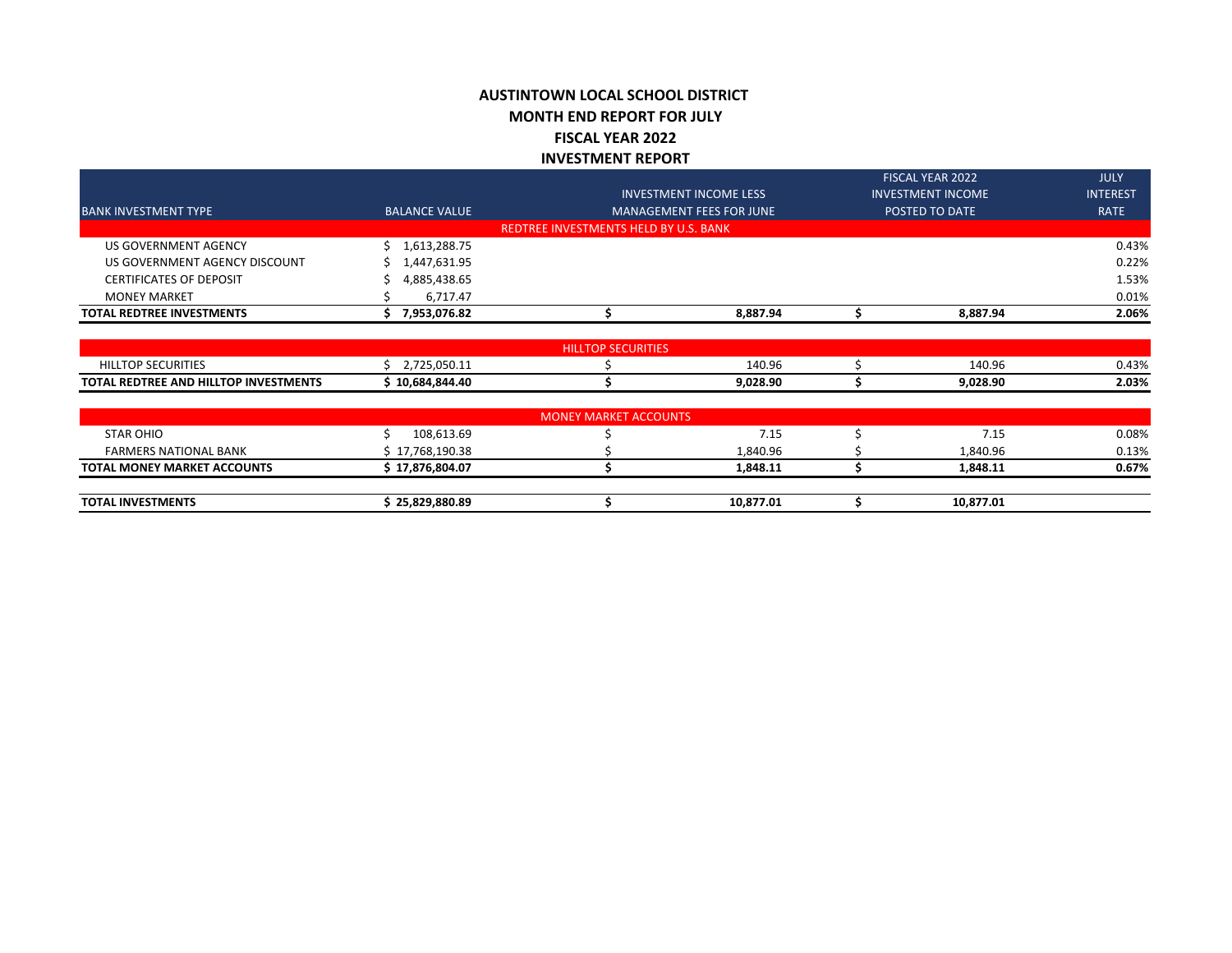# AUSTINTOWN LOCAL SCHOOL DISTRICT
## MONTH END REPORT FOR JULY
## FISCAL YEAR 2022
## INVESTMENT REPORT

| BANK INVESTMENT TYPE | BALANCE VALUE | INVESTMENT INCOME LESS MANAGEMENT FEES FOR JUNE | FISCAL YEAR 2022 INVESTMENT INCOME POSTED TO DATE | JULY INTEREST RATE |
|---|---|---|---|---|
| **REDTREE INVESTMENTS HELD BY U.S. BANK** | | | | |
| US GOVERNMENT AGENCY | $ 1,613,288.75 | | | 0.43% |
| US GOVERNMENT AGENCY DISCOUNT | $ 1,447,631.95 | | | 0.22% |
| CERTIFICATES OF DEPOSIT | $ 4,885,438.65 | | | 1.53% |
| MONEY MARKET | $ 6,717.47 | | | 0.01% |
| **TOTAL REDTREE INVESTMENTS** | **$ 7,953,076.82** | **$ 8,887.94** | **$ 8,887.94** | **2.06%** |
| **HILLTOP SECURITIES** | | | | |
| HILLTOP SECURITIES | $ 2,725,050.11 | $ 140.96 | $ 140.96 | 0.43% |
| **TOTAL REDTREE AND HILLTOP INVESTMENTS** | **$ 10,684,844.40** | **$ 9,028.90** | **$ 9,028.90** | **2.03%** |
| **MONEY MARKET ACCOUNTS** | | | | |
| STAR OHIO | $ 108,613.69 | $ 7.15 | $ 7.15 | 0.08% |
| FARMERS NATIONAL BANK | $ 17,768,190.38 | $ 1,840.96 | $ 1,840.96 | 0.13% |
| **TOTAL MONEY MARKET ACCOUNTS** | **$ 17,876,804.07** | **$ 1,848.11** | **$ 1,848.11** | **0.67%** |
| **TOTAL INVESTMENTS** | **$ 25,829,880.89** | **$ 10,877.01** | **$ 10,877.01** | |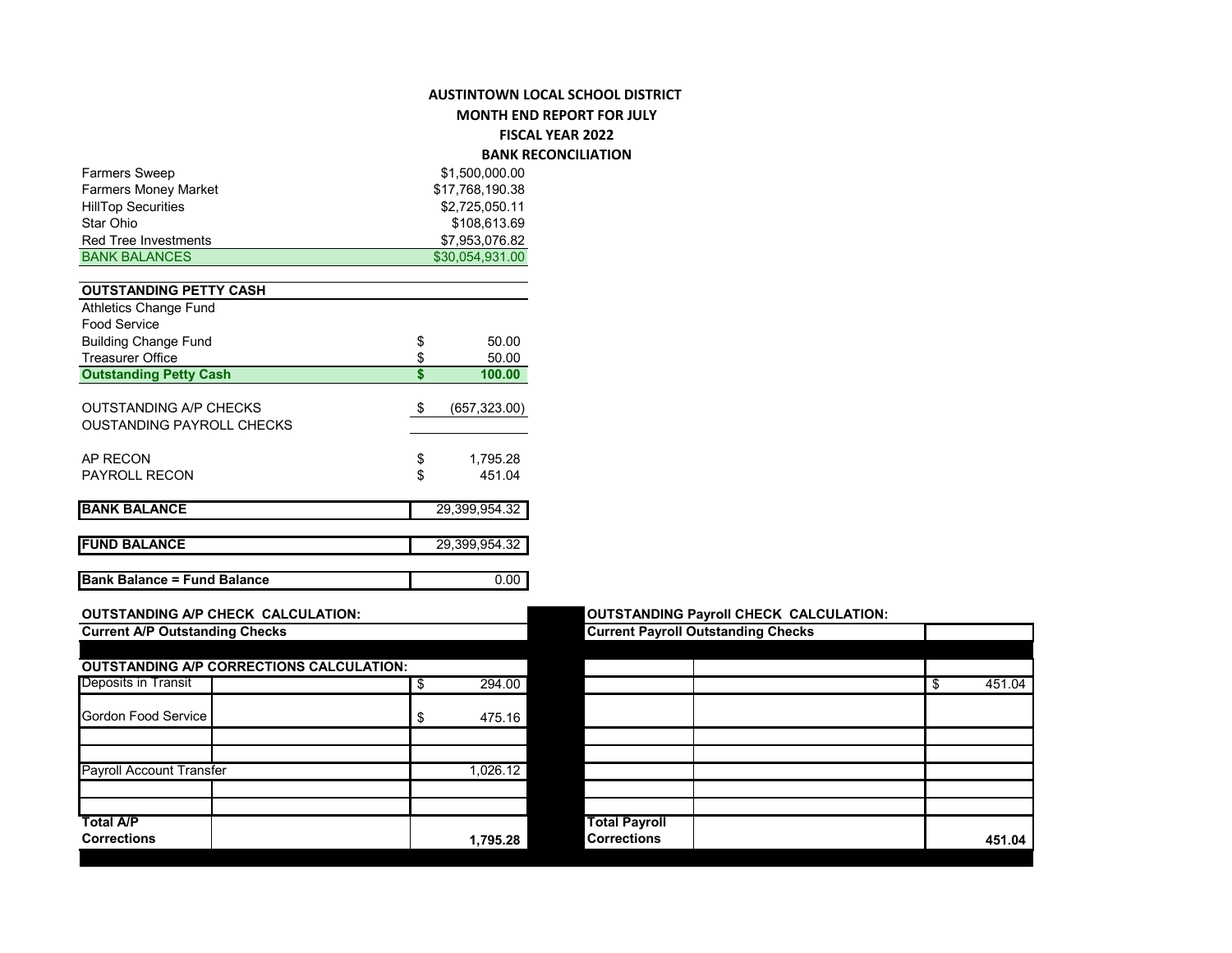# AUSTINTOWN LOCAL SCHOOL DISTRICT
## MONTH END REPORT FOR JULY
## FISCAL YEAR 2022
## BANK RECONCILIATION

| | |
|---|---|
| Farmers Sweep | $1,500,000.00 |
| Farmers Money Market | $17,768,190.38 |
| HillTop Securities | $2,725,050.11 |
| Star Ohio | $108,613.69 |
| Red Tree Investments | $7,953,076.82 |
| BANK BALANCES | $30,054,931.00 |

| OUTSTANDING PETTY CASH | |
|---|---|
| Athletics Change Fund | |
| Food Service | |
| Building Change Fund | $ 50.00 |
| Treasurer Office | $ 50.00 |
| **Outstanding Petty Cash** | **$ 100.00** |

| | |
|---|---|
| OUTSTANDING A/P CHECKS | $ (657,323.00) |
| OUSTANDING PAYROLL CHECKS | |
| AP RECON | $ 1,795.28 |
| PAYROLL RECON | $ 451.04 |

| | |
|---|---|
| **BANK BALANCE** | 29,399,954.32 |
| **FUND BALANCE** | 29,399,954.32 |
| **Bank Balance = Fund Balance** | 0.00 |

**OUTSTANDING A/P CHECK CALCULATION:**

**Current A/P Outstanding Checks**

**OUTSTANDING A/P CORRECTIONS CALCULATION:**

| | | |
|---|---|---|
| Deposits in Transit | | $ 294.00 |
| Gordon Food Service | | $ 475.16 |
| | | |
| | | |
| Payroll Account Transfer | | 1,026.12 |
| | | |
| | | |
| **Total A/P Corrections** | | **1,795.28** |

**OUTSTANDING Payroll CHECK CALCULATION:**

**Current Payroll Outstanding Checks**

| | | |
|---|---|---|
| | | $ 451.04 |
| | | |
| | | |
| | | |
| | | |
| | | |
| | | |
| **Total Payroll Corrections** | | **451.04** |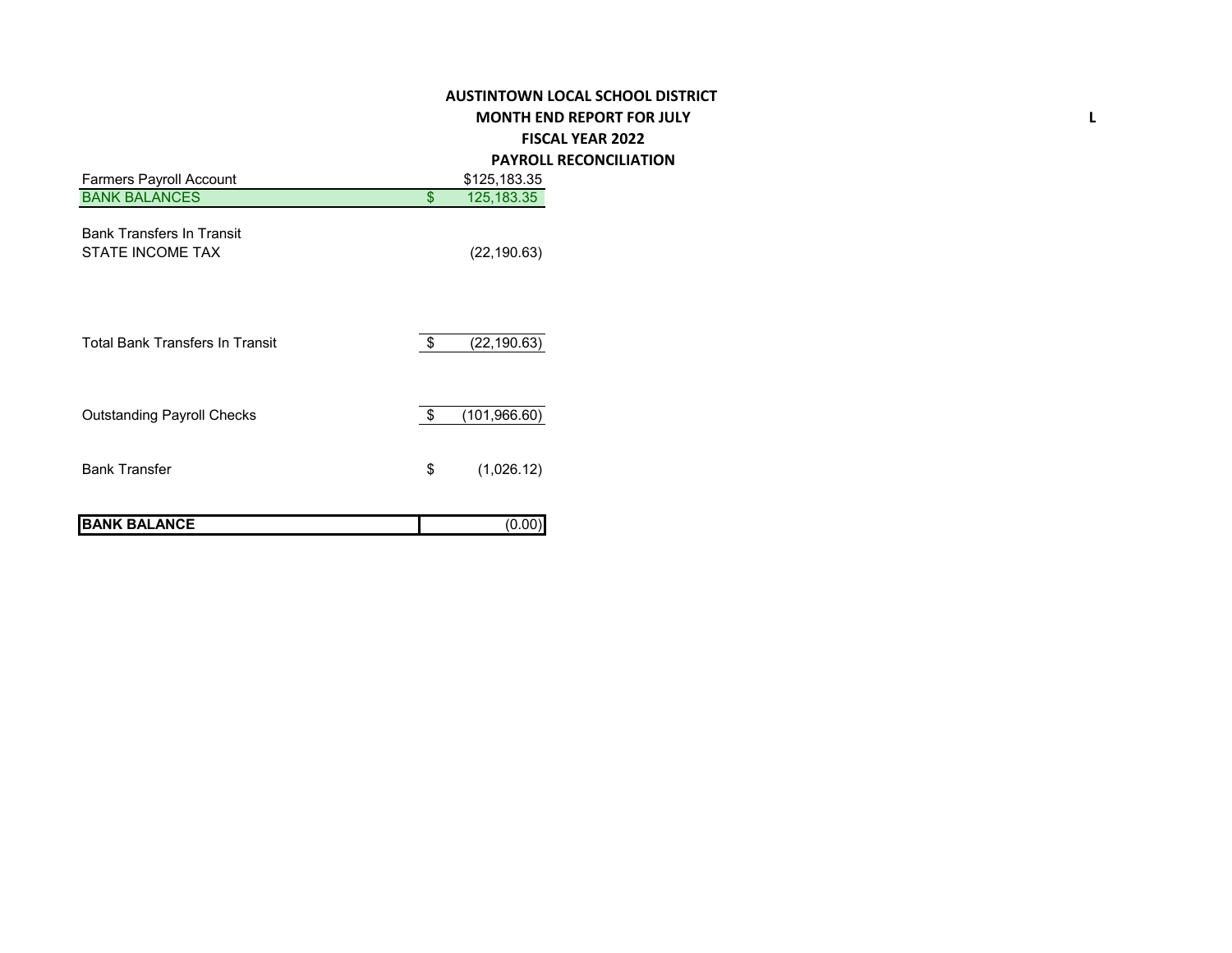**AUSTINTOWN LOCAL SCHOOL DISTRICT**
**MONTH END REPORT FOR JULY**
**FISCAL YEAR 2022**
**PAYROLL RECONCILIATION**

L

| | | |
|---|---|---|
| Farmers Payroll Account | | $125,183.35 |
| BANK BALANCES | $ | 125,183.35 |
| | | |
| Bank Transfers In Transit | | |
| STATE INCOME TAX | | (22,190.63) |
| | | |
| Total Bank Transfers In Transit | $ | (22,190.63) |
| | | |
| Outstanding Payroll Checks | $ | (101,966.60) |
| | | |
| Bank Transfer | $ | (1,026.12) |
| | | |
| **BANK BALANCE** | | (0.00) |